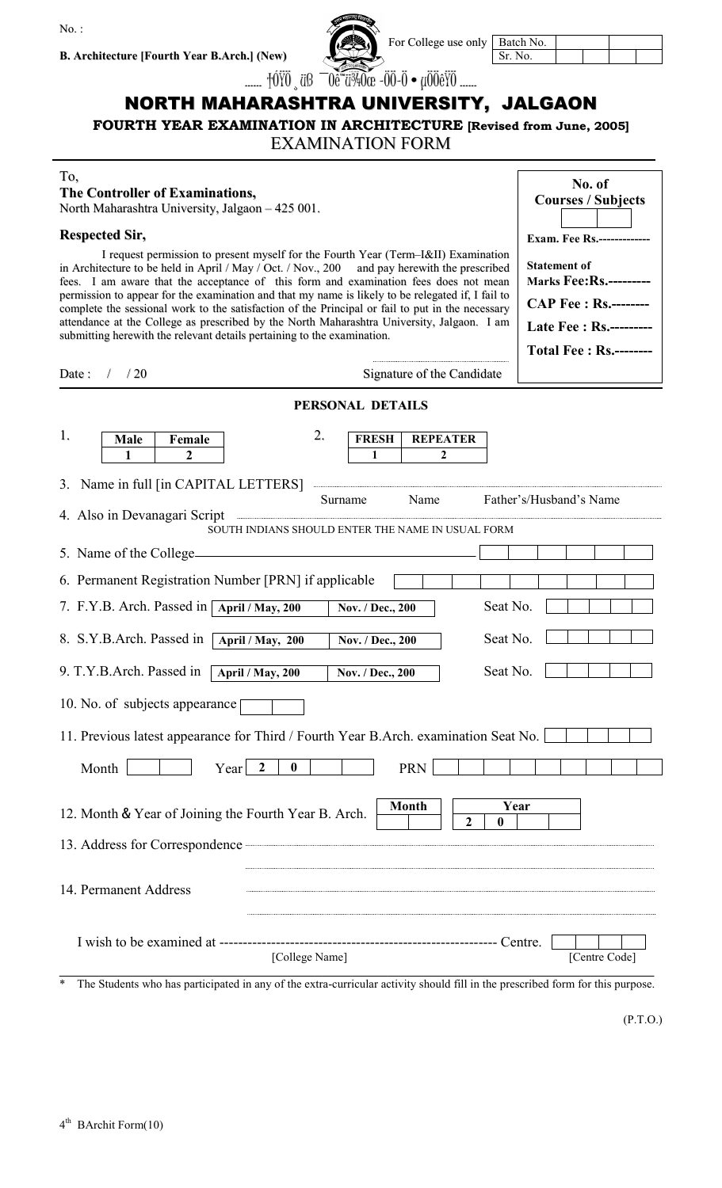No. :

**B. Architecture [Fourth Year B.Arch.] (New)**

For College use only

| Batch No. | | | | |
|---|---|---|---|---|
| Sr. No. | | | | |

...... †ÓŸÖ¸üß ¯Öê¯ü¾Ößœ -ÖÖ-Ö • µÖÖêŸÖ ......

# NORTH MAHARASHTRA UNIVERSITY, JALGAON

**FOURTH YEAR EXAMINATION IN ARCHITECTURE [Revised from June, 2005]**

EXAMINATION FORM

To,
**The Controller of Examinations,**
North Maharashtra University, Jalgaon – 425 001.

**Respected Sir,**

I request permission to present myself for the Fourth Year (Term–I&II) Examination in Architecture to be held in April / May / Oct. / Nov., 200 and pay herewith the prescribed fees. I am aware that the acceptance of this form and examination fees does not mean permission to appear for the examination and that my name is likely to be relegated if, I fail to complete the sessional work to the satisfaction of the Principal or fail to put in the necessary attendance at the College as prescribed by the North Maharashtra University, Jalgaon. I am submitting herewith the relevant details pertaining to the examination.

Date : / / 20 Signature of the Candidate

**No. of Courses / Subjects**

**Exam. Fee Rs.-------------**

**Statement of Marks Fee:Rs.---------**

**CAP Fee : Rs.--------**

**Late Fee : Rs.---------**

**Total Fee : Rs.--------**

**PERSONAL DETAILS**

1.

| Male | Female |
|---|---|
| 1 | 2 |

2.

| FRESH | REPEATER |
|---|---|
| 1 | 2 |

3. Name in full [in CAPITAL LETTERS] ......................................................
   Surname Name Father's/Husband's Name

4. Also in Devanagari Script ......................................................
   SOUTH INDIANS SHOULD ENTER THE NAME IN USUAL FORM

5. Name of the College______________________________

6. Permanent Registration Number [PRN] if applicable

7. F.Y.B. Arch. Passed in **April / May, 200** **Nov. / Dec., 200** Seat No.

8. S.Y.B.Arch. Passed in **April / May, 200** **Nov. / Dec., 200** Seat No.

9. T.Y.B.Arch. Passed in **April / May, 200** **Nov. / Dec., 200** Seat No.

10. No. of subjects appearance

11. Previous latest appearance for Third / Fourth Year B.Arch. examination Seat No.

    Month Year **2 0** PRN

12. Month & Year of Joining the Fourth Year B. Arch. **Month** **Year** **2 0**

13. Address for Correspondence ......................................................

14. Permanent Address ......................................................

I wish to be examined at ------------------------------------------------------------ Centre.
[College Name] [Centre Code]

\* The Students who has participated in any of the extra-curricular activity should fill in the prescribed form for this purpose.

(P.T.O.)

4th BArchit Form(10)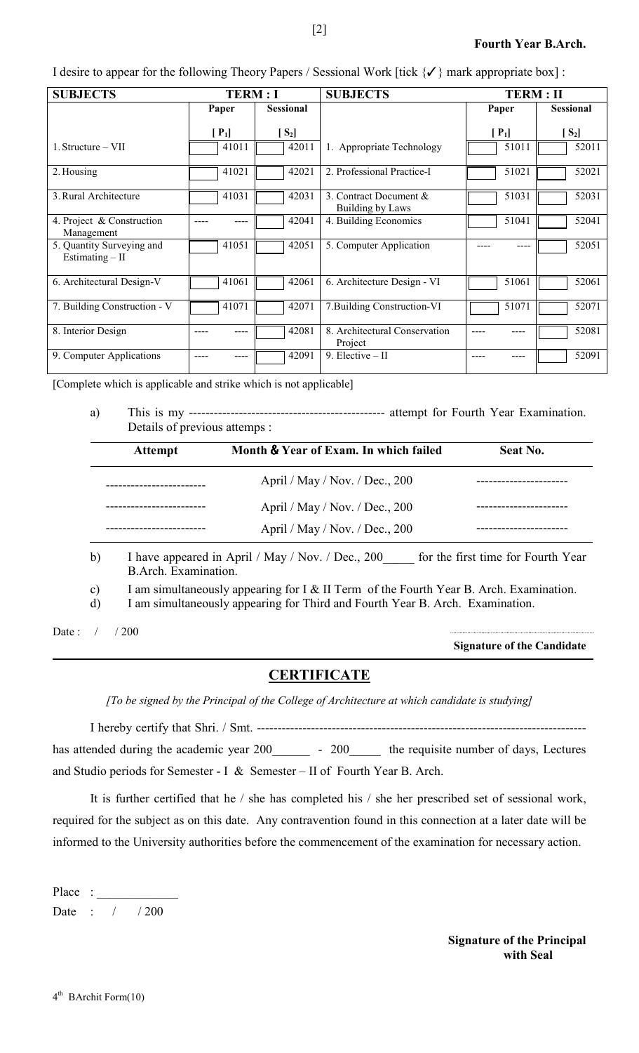**Fourth Year B.Arch.**

I desire to appear for the following Theory Papers / Sessional Work [tick {✓} mark appropriate box] :

| SUBJECTS | TERM : I | | SUBJECTS | TERM : II | |
|---|---|---|---|---|---|
| | Paper | Sessional | | Paper | Sessional |
| | [ $P_1$] | [ $S_2$] | | [ $P_1$] | [ $S_2$] |
| 1. Structure – VII | 41011 | 42011 | 1. Appropriate Technology | 51011 | 52011 |
| 2. Housing | 41021 | 42021 | 2. Professional Practice-I | 51021 | 52021 |
| 3. Rural Architecture | 41031 | 42031 | 3. Contract Document & Building by Laws | 51031 | 52031 |
| 4. Project & Construction Management | ---- ---- | 42041 | 4. Building Economics | 51041 | 52041 |
| 5. Quantity Surveying and Estimating – II | 41051 | 42051 | 5. Computer Application | ---- ---- | 52051 |
| 6. Architectural Design-V | 41061 | 42061 | 6. Architecture Design - VI | 51061 | 52061 |
| 7. Building Construction - V | 41071 | 42071 | 7. Building Construction-VI | 51071 | 52071 |
| 8. Interior Design | ---- ---- | 42081 | 8. Architectural Conservation Project | ---- ---- | 52081 |
| 9. Computer Applications | ---- ---- | 42091 | 9. Elective – II | ---- ---- | 52091 |

[Complete which is applicable and strike which is not applicable]

a) This is my ---------------------------------------------- attempt for Fourth Year Examination. Details of previous attemps :

| Attempt | Month & Year of Exam. In which failed | Seat No. |
|---|---|---|
| ------------------------ | April / May / Nov. / Dec., 200 | ---------------------- |
| ------------------------ | April / May / Nov. / Dec., 200 | ---------------------- |
| ------------------------ | April / May / Nov. / Dec., 200 | ---------------------- |

b) I have appeared in April / May / Nov. / Dec., 200_____ for the first time for Fourth Year B.Arch. Examination.

c) I am simultaneously appearing for I & II Term of the Fourth Year B. Arch. Examination.

d) I am simultaneously appearing for Third and Fourth Year B. Arch. Examination.

Date : / / 200

**Signature of the Candidate**

## CERTIFICATE

*[To be signed by the Principal of the College of Architecture at which candidate is studying]*

I hereby certify that Shri. / Smt. ------------------------------------------------------------------------------- has attended during the academic year 200______ - 200_____ the requisite number of days, Lectures and Studio periods for Semester - I & Semester – II of Fourth Year B. Arch.

It is further certified that he / she has completed his / she her prescribed set of sessional work, required for the subject as on this date. Any contravention found in this connection at a later date will be informed to the University authorities before the commencement of the examination for necessary action.

Place : _____________

Date : / / 200

**Signature of the Principal with Seal**

4th BArchit Form(10)